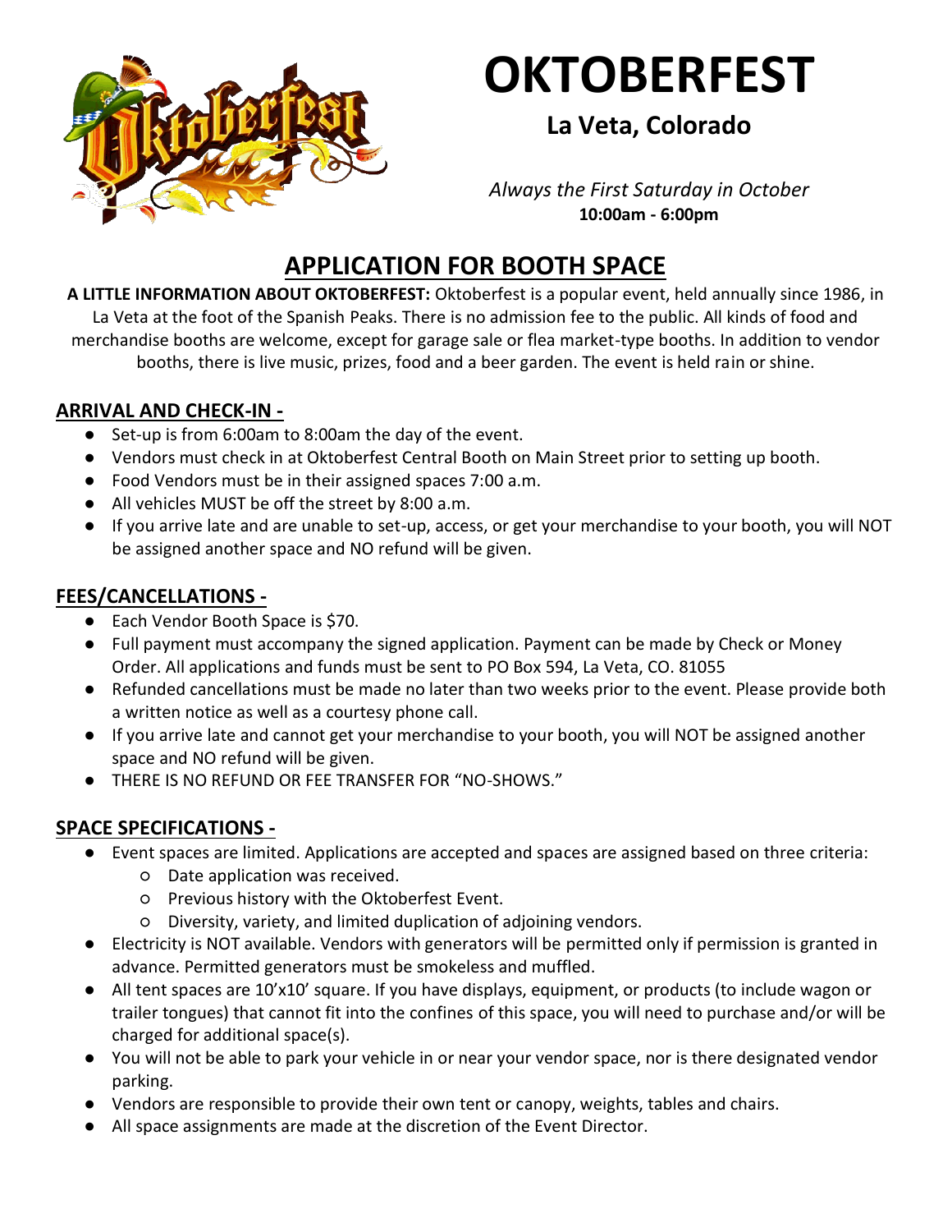# OKTOBERFEST

## La Veta, Colorado

*Always the First Saturday in October*
**10:00am - 6:00pm**

## APPLICATION FOR BOOTH SPACE

**A LITTLE INFORMATION ABOUT OKTOBERFEST:** Oktoberfest is a popular event, held annually since 1986, in La Veta at the foot of the Spanish Peaks. There is no admission fee to the public. All kinds of food and merchandise booths are welcome, except for garage sale or flea market-type booths. In addition to vendor booths, there is live music, prizes, food and a beer garden. The event is held rain or shine.

### ARRIVAL AND CHECK-IN -

- Set-up is from 6:00am to 8:00am the day of the event.
- Vendors must check in at Oktoberfest Central Booth on Main Street prior to setting up booth.
- Food Vendors must be in their assigned spaces 7:00 a.m.
- All vehicles MUST be off the street by 8:00 a.m.
- If you arrive late and are unable to set-up, access, or get your merchandise to your booth, you will NOT be assigned another space and NO refund will be given.

### FEES/CANCELLATIONS -

- Each Vendor Booth Space is $70.
- Full payment must accompany the signed application. Payment can be made by Check or Money Order. All applications and funds must be sent to PO Box 594, La Veta, CO. 81055
- Refunded cancellations must be made no later than two weeks prior to the event. Please provide both a written notice as well as a courtesy phone call.
- If you arrive late and cannot get your merchandise to your booth, you will NOT be assigned another space and NO refund will be given.
- THERE IS NO REFUND OR FEE TRANSFER FOR "NO-SHOWS."

### SPACE SPECIFICATIONS -

- Event spaces are limited. Applications are accepted and spaces are assigned based on three criteria:
  - Date application was received.
  - Previous history with the Oktoberfest Event.
  - Diversity, variety, and limited duplication of adjoining vendors.
- Electricity is NOT available. Vendors with generators will be permitted only if permission is granted in advance. Permitted generators must be smokeless and muffled.
- All tent spaces are 10'x10' square. If you have displays, equipment, or products (to include wagon or trailer tongues) that cannot fit into the confines of this space, you will need to purchase and/or will be charged for additional space(s).
- You will not be able to park your vehicle in or near your vendor space, nor is there designated vendor parking.
- Vendors are responsible to provide their own tent or canopy, weights, tables and chairs.
- All space assignments are made at the discretion of the Event Director.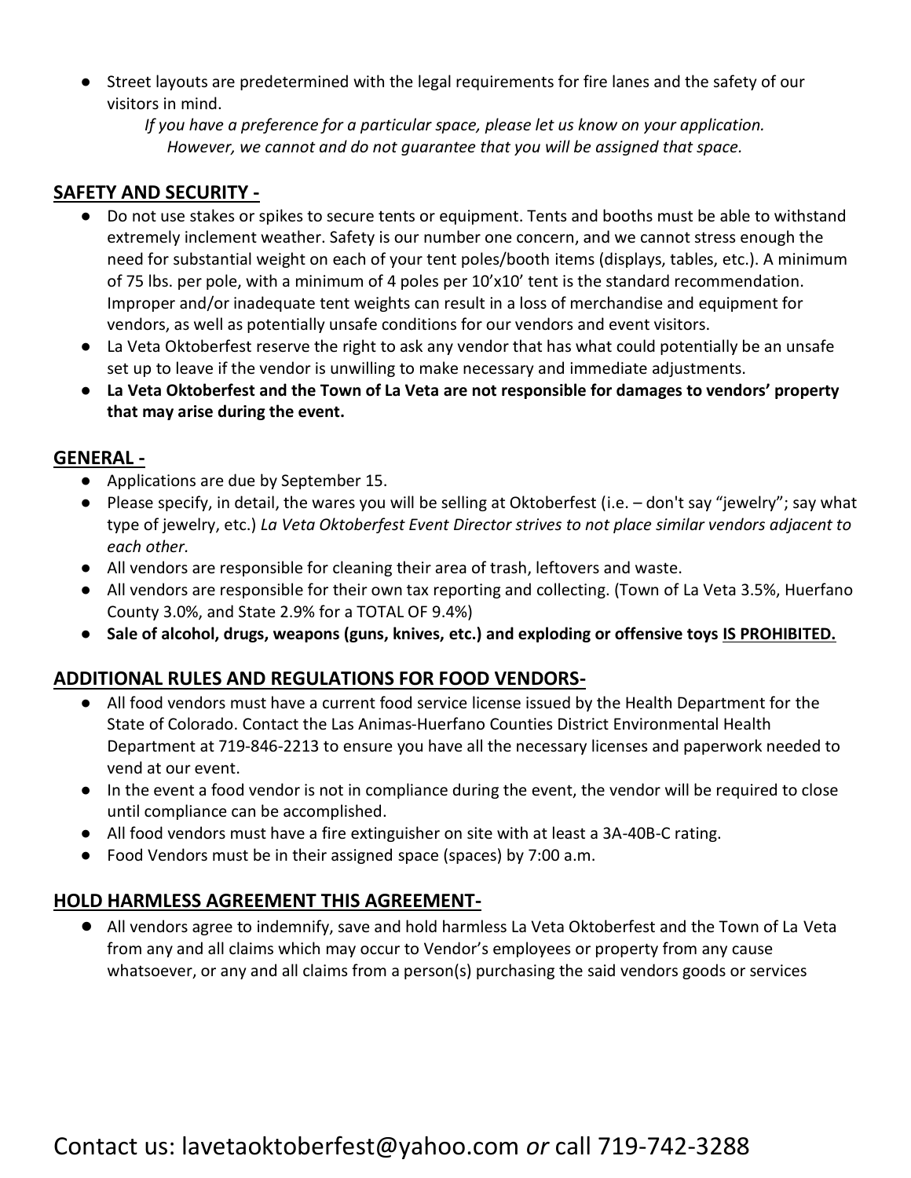- Street layouts are predetermined with the legal requirements for fire lanes and the safety of our visitors in mind.

  *If you have a preference for a particular space, please let us know on your application. However, we cannot and do not guarantee that you will be assigned that space.*

## SAFETY AND SECURITY -

- Do not use stakes or spikes to secure tents or equipment. Tents and booths must be able to withstand extremely inclement weather. Safety is our number one concern, and we cannot stress enough the need for substantial weight on each of your tent poles/booth items (displays, tables, etc.). A minimum of 75 lbs. per pole, with a minimum of 4 poles per 10'x10' tent is the standard recommendation. Improper and/or inadequate tent weights can result in a loss of merchandise and equipment for vendors, as well as potentially unsafe conditions for our vendors and event visitors.
- La Veta Oktoberfest reserve the right to ask any vendor that has what could potentially be an unsafe set up to leave if the vendor is unwilling to make necessary and immediate adjustments.
- **La Veta Oktoberfest and the Town of La Veta are not responsible for damages to vendors' property that may arise during the event.**

## GENERAL -

- Applications are due by September 15.
- Please specify, in detail, the wares you will be selling at Oktoberfest (i.e. – don't say "jewelry"; say what type of jewelry, etc.) *La Veta Oktoberfest Event Director strives to not place similar vendors adjacent to each other.*
- All vendors are responsible for cleaning their area of trash, leftovers and waste.
- All vendors are responsible for their own tax reporting and collecting. (Town of La Veta 3.5%, Huerfano County 3.0%, and State 2.9% for a TOTAL OF 9.4%)
- **Sale of alcohol, drugs, weapons (guns, knives, etc.) and exploding or offensive toys IS PROHIBITED.**

## ADDITIONAL RULES AND REGULATIONS FOR FOOD VENDORS-

- All food vendors must have a current food service license issued by the Health Department for the State of Colorado. Contact the Las Animas-Huerfano Counties District Environmental Health Department at 719-846-2213 to ensure you have all the necessary licenses and paperwork needed to vend at our event.
- In the event a food vendor is not in compliance during the event, the vendor will be required to close until compliance can be accomplished.
- All food vendors must have a fire extinguisher on site with at least a 3A-40B-C rating.
- Food Vendors must be in their assigned space (spaces) by 7:00 a.m.

## HOLD HARMLESS AGREEMENT THIS AGREEMENT-

- All vendors agree to indemnify, save and hold harmless La Veta Oktoberfest and the Town of La Veta from any and all claims which may occur to Vendor's employees or property from any cause whatsoever, or any and all claims from a person(s) purchasing the said vendors goods or services

Contact us: lavetaoktoberfest@yahoo.com *or* call 719-742-3288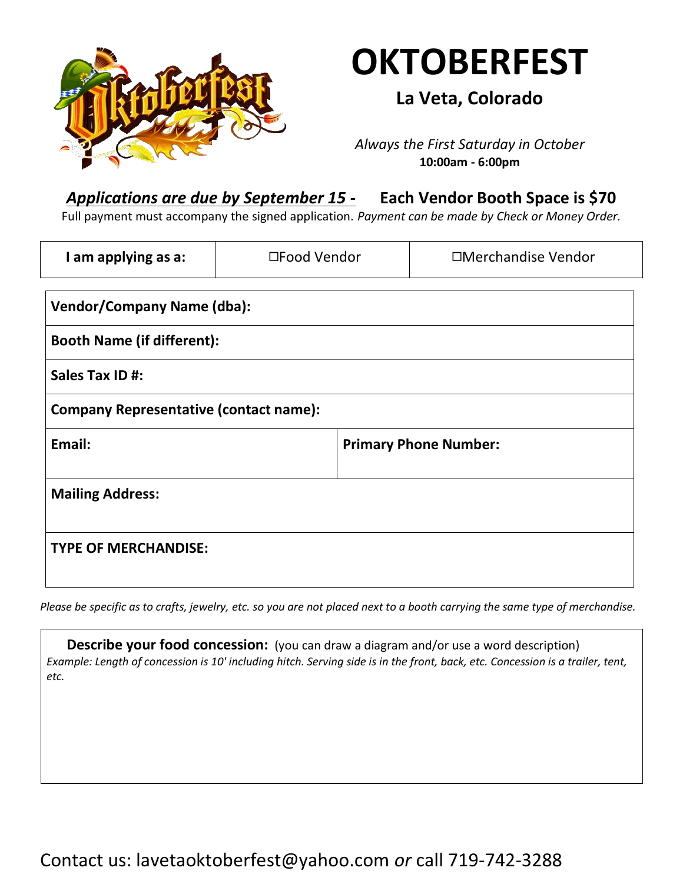# OKTOBERFEST

**La Veta, Colorado**

*Always the First Saturday in October*
**10:00am - 6:00pm**

***Applications are due by September 15 -*** **Each Vendor Booth Space is $70**

Full payment must accompany the signed application. *Payment can be made by Check or Money Order.*

| **I am applying as a:** | ☐Food Vendor | ☐Merchandise Vendor |
|---|---|---|

| | |
|---|---|
| **Vendor/Company Name (dba):** | |
| **Booth Name (if different):** | |
| **Sales Tax ID #:** | |
| **Company Representative (contact name):** | |
| **Email:** | **Primary Phone Number:** |
| **Mailing Address:** | |
| **TYPE OF MERCHANDISE:** | |

*Please be specific as to crafts, jewelry, etc. so you are not placed next to a booth carrying the same type of merchandise.*

**Describe your food concession:** (you can draw a diagram and/or use a word description)
*Example: Length of concession is 10' including hitch. Serving side is in the front, back, etc. Concession is a trailer, tent, etc.*

Contact us: lavetaoktoberfest@yahoo.com *or* call 719-742-3288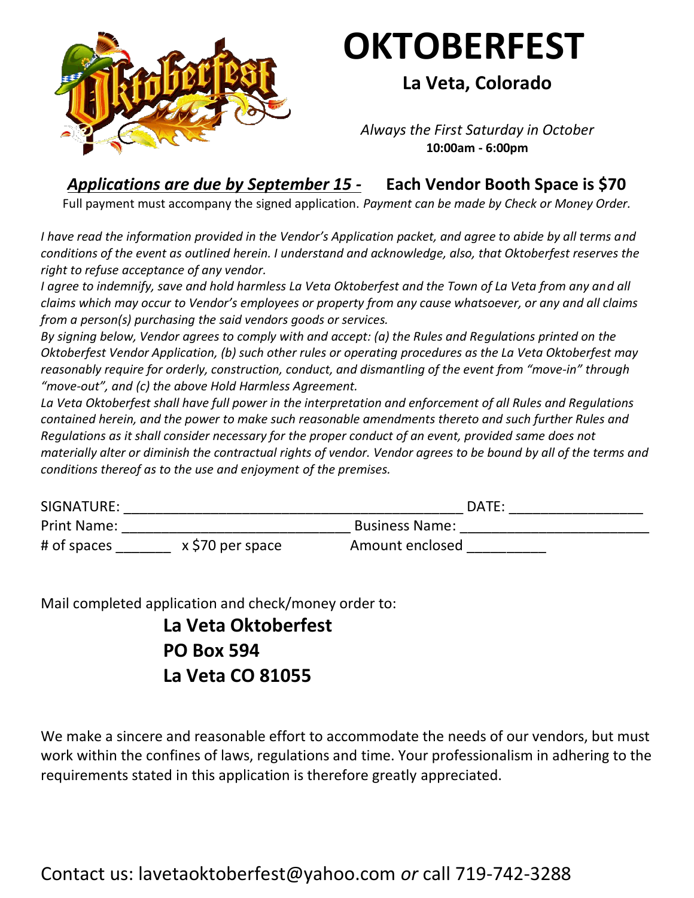# OKTOBERFEST

**La Veta, Colorado**

*Always the First Saturday in October*
**10:00am - 6:00pm**

***Applications are due by September 15 -*** **Each Vendor Booth Space is $70**

Full payment must accompany the signed application. *Payment can be made by Check or Money Order.*

*I have read the information provided in the Vendor's Application packet, and agree to abide by all terms and conditions of the event as outlined herein. I understand and acknowledge, also, that Oktoberfest reserves the right to refuse acceptance of any vendor.*

*I agree to indemnify, save and hold harmless La Veta Oktoberfest and the Town of La Veta from any and all claims which may occur to Vendor's employees or property from any cause whatsoever, or any and all claims from a person(s) purchasing the said vendors goods or services.*

*By signing below, Vendor agrees to comply with and accept: (a) the Rules and Regulations printed on the Oktoberfest Vendor Application, (b) such other rules or operating procedures as the La Veta Oktoberfest may reasonably require for orderly, construction, conduct, and dismantling of the event from "move-in" through "move-out", and (c) the above Hold Harmless Agreement.*

*La Veta Oktoberfest shall have full power in the interpretation and enforcement of all Rules and Regulations contained herein, and the power to make such reasonable amendments thereto and such further Rules and Regulations as it shall consider necessary for the proper conduct of an event, provided same does not materially alter or diminish the contractual rights of vendor. Vendor agrees to be bound by all of the terms and conditions thereof as to the use and enjoyment of the premises.*

SIGNATURE: ___________________________________________ DATE: _________________

Print Name: _____________________________ Business Name: ________________________

# of spaces _______ x $70 per space Amount enclosed __________

Mail completed application and check/money order to:

**La Veta Oktoberfest**
**PO Box 594**
**La Veta CO 81055**

We make a sincere and reasonable effort to accommodate the needs of our vendors, but must work within the confines of laws, regulations and time. Your professionalism in adhering to the requirements stated in this application is therefore greatly appreciated.

Contact us: lavetaoktoberfest@yahoo.com *or* call 719-742-3288